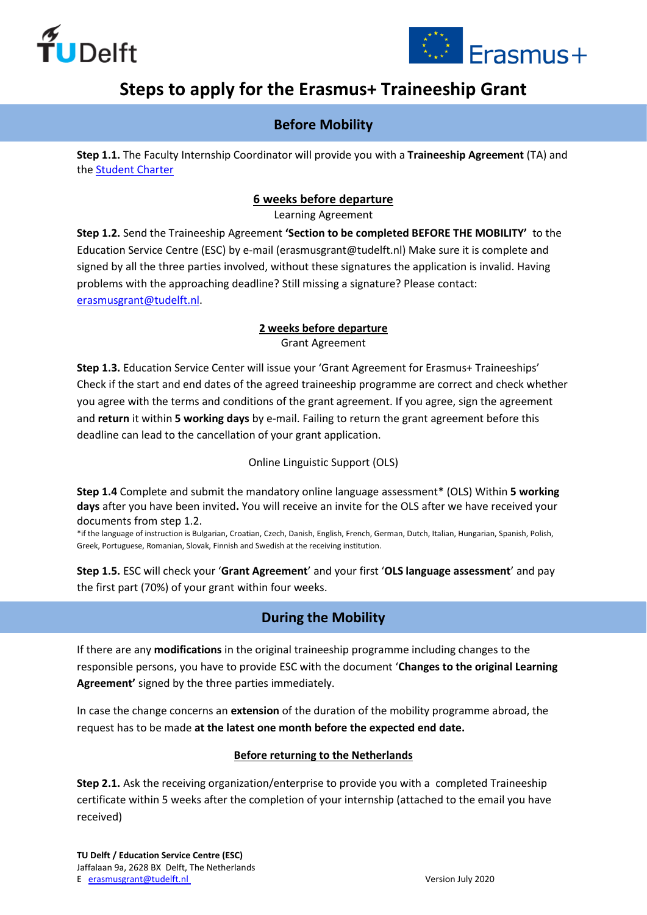# Steps to apply for the Erasmus+ Traineeship Grant

## Before Mobility

**Step 1.1.** The Faculty Internship Coordinator will provide you with a **Traineeship Agreement** (TA) and the Student Charter

**6 weeks before departure**

Learning Agreement

**Step 1.2.** Send the Traineeship Agreement **'Section to be completed BEFORE THE MOBILITY'** to the Education Service Centre (ESC) by e-mail (erasmusgrant@tudelft.nl) Make sure it is complete and signed by all the three parties involved, without these signatures the application is invalid. Having problems with the approaching deadline? Still missing a signature? Please contact: erasmusgrant@tudelft.nl.

**2 weeks before departure**

Grant Agreement

**Step 1.3.** Education Service Center will issue your 'Grant Agreement for Erasmus+ Traineeships' Check if the start and end dates of the agreed traineeship programme are correct and check whether you agree with the terms and conditions of the grant agreement. If you agree, sign the agreement and **return** it within **5 working days** by e-mail. Failing to return the grant agreement before this deadline can lead to the cancellation of your grant application.

Online Linguistic Support (OLS)

**Step 1.4** Complete and submit the mandatory online language assessment* (OLS) Within **5 working days** after you have been invited**.** You will receive an invite for the OLS after we have received your documents from step 1.2.

*if the language of instruction is Bulgarian, Croatian, Czech, Danish, English, French, German, Dutch, Italian, Hungarian, Spanish, Polish, Greek, Portuguese, Romanian, Slovak, Finnish and Swedish at the receiving institution.

**Step 1.5.** ESC will check your '**Grant Agreement**' and your first '**OLS language assessment**' and pay the first part (70%) of your grant within four weeks.

## During the Mobility

If there are any **modifications** in the original traineeship programme including changes to the responsible persons, you have to provide ESC with the document '**Changes to the original Learning Agreement'** signed by the three parties immediately.

In case the change concerns an **extension** of the duration of the mobility programme abroad, the request has to be made **at the latest one month before the expected end date.**

**Before returning to the Netherlands**

**Step 2.1.** Ask the receiving organization/enterprise to provide you with a completed Traineeship certificate within 5 weeks after the completion of your internship (attached to the email you have received)

**TU Delft / Education Service Centre (ESC)**
Jaffalaan 9a, 2628 BX Delft, The Netherlands
E erasmusgrant@tudelft.nl

Version July 2020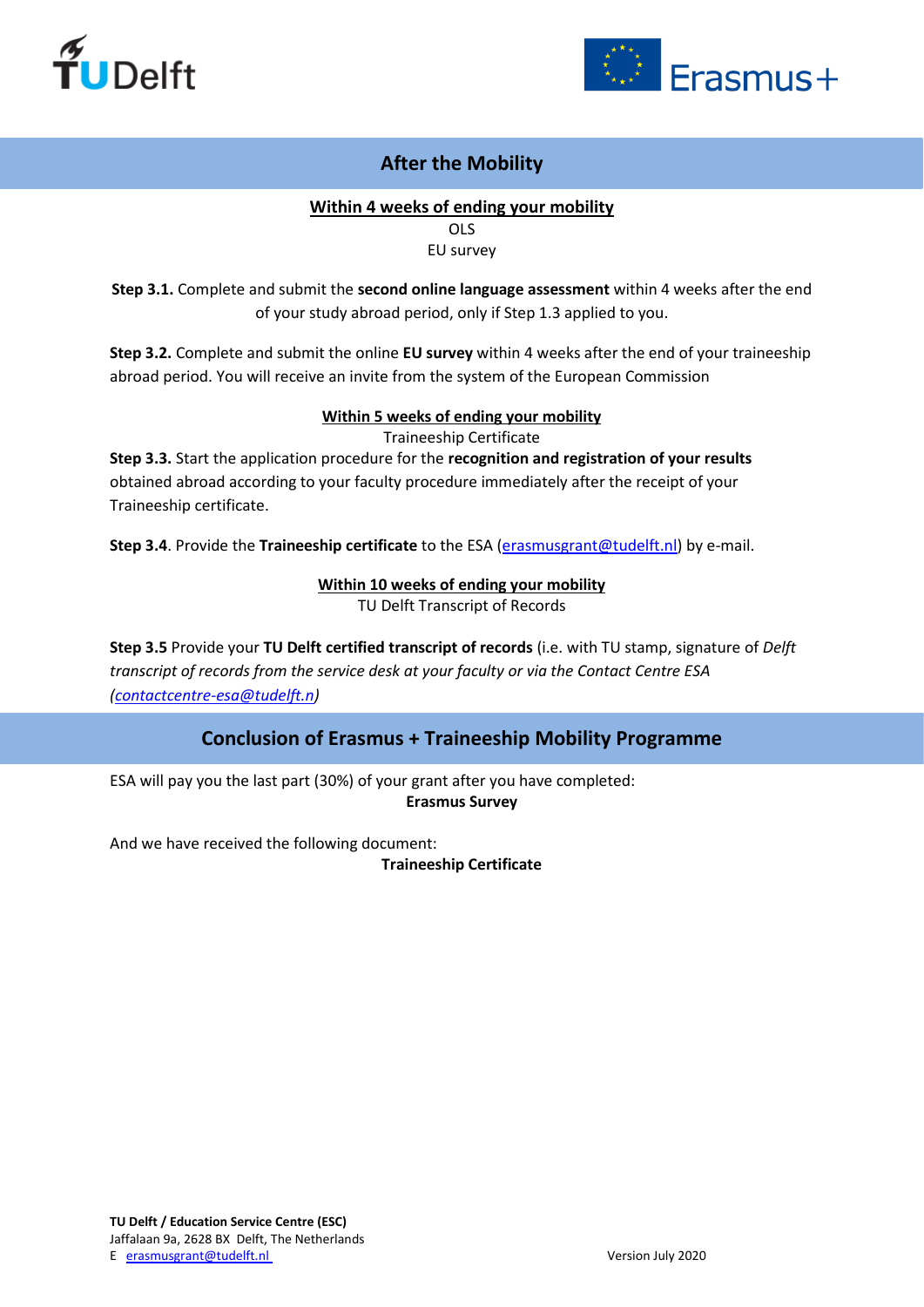## After the Mobility

**Within 4 weeks of ending your mobility**

OLS

EU survey

**Step 3.1.** Complete and submit the **second online language assessment** within 4 weeks after the end of your study abroad period, only if Step 1.3 applied to you.

**Step 3.2.** Complete and submit the online **EU survey** within 4 weeks after the end of your traineeship abroad period. You will receive an invite from the system of the European Commission

**Within 5 weeks of ending your mobility**

Traineeship Certificate

**Step 3.3.** Start the application procedure for the **recognition and registration of your results** obtained abroad according to your faculty procedure immediately after the receipt of your Traineeship certificate.

**Step 3.4**. Provide the **Traineeship certificate** to the ESA (erasmusgrant@tudelft.nl) by e-mail.

**Within 10 weeks of ending your mobility**

TU Delft Transcript of Records

**Step 3.5** Provide your **TU Delft certified transcript of records** (i.e. with TU stamp, signature of *Delft transcript of records from the service desk at your faculty or via the Contact Centre ESA (contactcentre-esa@tudelft.n)*

## Conclusion of Erasmus + Traineeship Mobility Programme

ESA will pay you the last part (30%) of your grant after you have completed:

**Erasmus Survey**

And we have received the following document:

**Traineeship Certificate**

**TU Delft / Education Service Centre (ESC)**
Jaffalaan 9a, 2628 BX Delft, The Netherlands
E erasmusgrant@tudelft.nl

Version July 2020